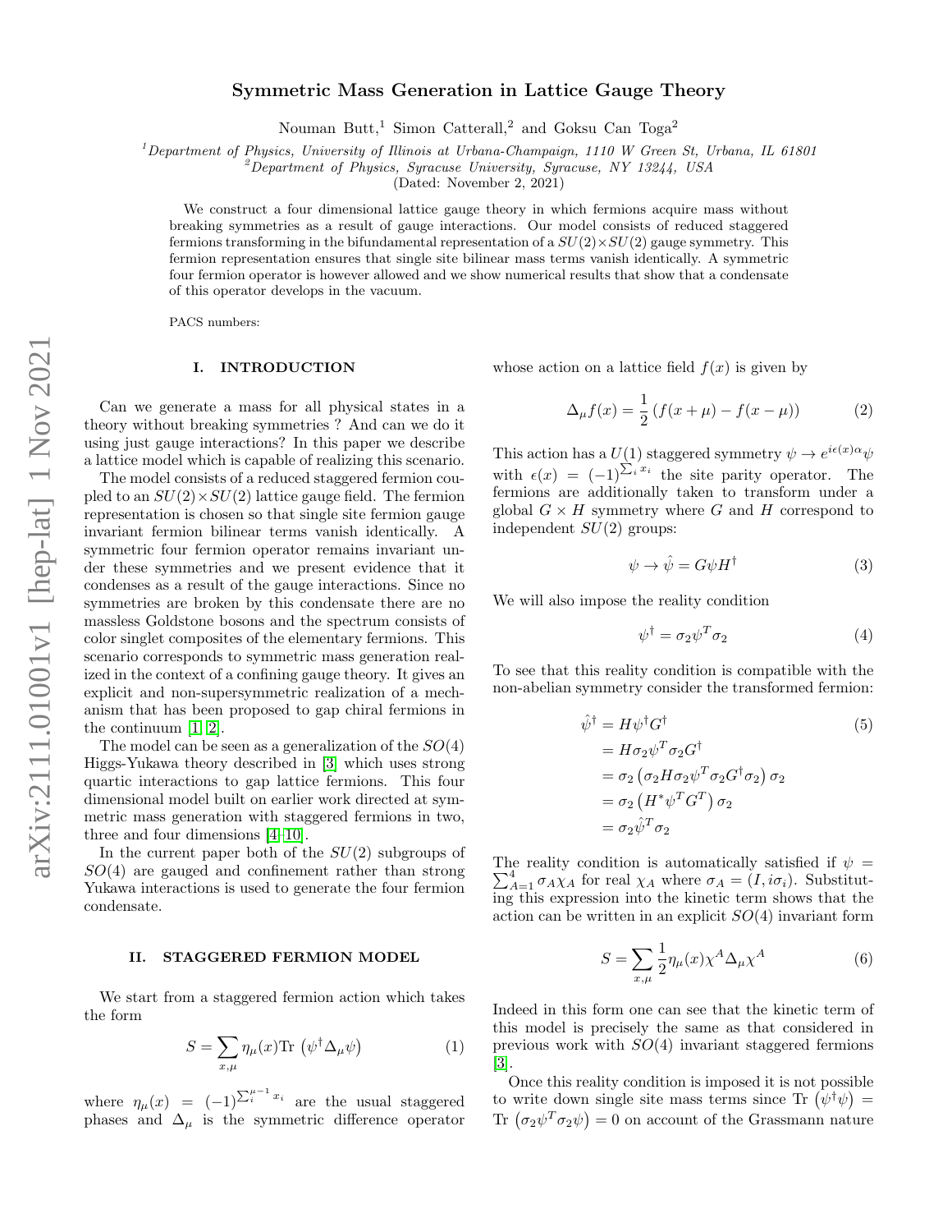# Symmetric Mass Generation in Lattice Gauge Theory

Nouman Butt,[1] Simon Catterall,[2] and Goksu Can Toga[2]

[1] *Department of Physics, University of Illinois at Urbana-Champaign, 1110 W Green St, Urbana, IL 61801*
[2] *Department of Physics, Syracuse University, Syracuse, NY 13244, USA*

(Dated: November 2, 2021)

We construct a four dimensional lattice gauge theory in which fermions acquire mass without breaking symmetries as a result of gauge interactions. Our model consists of reduced staggered fermions transforming in the bifundamental representation of a $SU(2)\times SU(2)$ gauge symmetry. This fermion representation ensures that single site bilinear mass terms vanish identically. A symmetric four fermion operator is however allowed and we show numerical results that show that a condensate of this operator develops in the vacuum.

PACS numbers:

## I. INTRODUCTION

Can we generate a mass for all physical states in a theory without breaking symmetries ? And can we do it using just gauge interactions? In this paper we describe a lattice model which is capable of realizing this scenario.

The model consists of a reduced staggered fermion coupled to an $SU(2)\times SU(2)$ lattice gauge field. The fermion representation is chosen so that single site fermion gauge invariant fermion bilinear terms vanish identically. A symmetric four fermion operator remains invariant under these symmetries and we present evidence that it condenses as a result of the gauge interactions. Since no symmetries are broken by this condensate there are no massless Goldstone bosons and the spectrum consists of color singlet composites of the elementary fermions. This scenario corresponds to symmetric mass generation realized in the context of a confining gauge theory. It gives an explicit and non-supersymmetric realization of a mechanism that has been proposed to gap chiral fermions in the continuum [1, 2].

The model can be seen as a generalization of the $SO(4)$ Higgs-Yukawa theory described in [3] which uses strong quartic interactions to gap lattice fermions. This four dimensional model built on earlier work directed at symmetric mass generation with staggered fermions in two, three and four dimensions [4–10].

In the current paper both of the $SU(2)$ subgroups of $SO(4)$ are gauged and confinement rather than strong Yukawa interactions is used to generate the four fermion condensate.

## II. STAGGERED FERMION MODEL

We start from a staggered fermion action which takes the form

$$S=\sum_{x,\mu}\eta_\mu(x)\,\mathrm{Tr}\left(\psi^\dagger\Delta_\mu\psi\right) \tag{1}$$

where $\eta_\mu(x)=(-1)^{\sum_i^{\mu-1}x_i}$ are the usual staggered phases and $\Delta_\mu$ is the symmetric difference operator whose action on a lattice field $f(x)$ is given by

$$\Delta_\mu f(x)=\frac{1}{2}\left(f(x+\mu)-f(x-\mu)\right) \tag{2}$$

This action has a $U(1)$ staggered symmetry $\psi\to e^{i\epsilon(x)\alpha}\psi$ with $\epsilon(x)=(-1)^{\sum_i x_i}$ the site parity operator. The fermions are additionally taken to transform under a global $G\times H$ symmetry where $G$ and $H$ correspond to independent $SU(2)$ groups:

$$\psi\to\hat{\psi}=G\psi H^\dagger \tag{3}$$

We will also impose the reality condition

$$\psi^\dagger=\sigma_2\psi^T\sigma_2 \tag{4}$$

To see that this reality condition is compatible with the non-abelian symmetry consider the transformed fermion:

$$\begin{aligned}\hat{\psi}^\dagger&=H\psi^\dagger G^\dagger\\&=H\sigma_2\psi^T\sigma_2G^\dagger\\&=\sigma_2\left(\sigma_2H\sigma_2\psi^T\sigma_2G^\dagger\sigma_2\right)\sigma_2\\&=\sigma_2\left(H^*\psi^TG^T\right)\sigma_2\\&=\sigma_2\hat{\psi}^T\sigma_2\end{aligned} \tag{5}$$

The reality condition is automatically satisfied if $\psi=\sum_{A=1}^4\sigma_A\chi_A$ for real $\chi_A$ where $\sigma_A=(I,i\sigma_i)$. Substituting this expression into the kinetic term shows that the action can be written in an explicit $SO(4)$ invariant form

$$S=\sum_{x,\mu}\frac{1}{2}\eta_\mu(x)\chi^A\Delta_\mu\chi^A \tag{6}$$

Indeed in this form one can see that the kinetic term of this model is precisely the same as that considered in previous work with $SO(4)$ invariant staggered fermions [3].

Once this reality condition is imposed it is not possible to write down single site mass terms since $\mathrm{Tr}\left(\psi^\dagger\psi\right)=\mathrm{Tr}\left(\sigma_2\psi^T\sigma_2\psi\right)=0$ on account of the Grassmann nature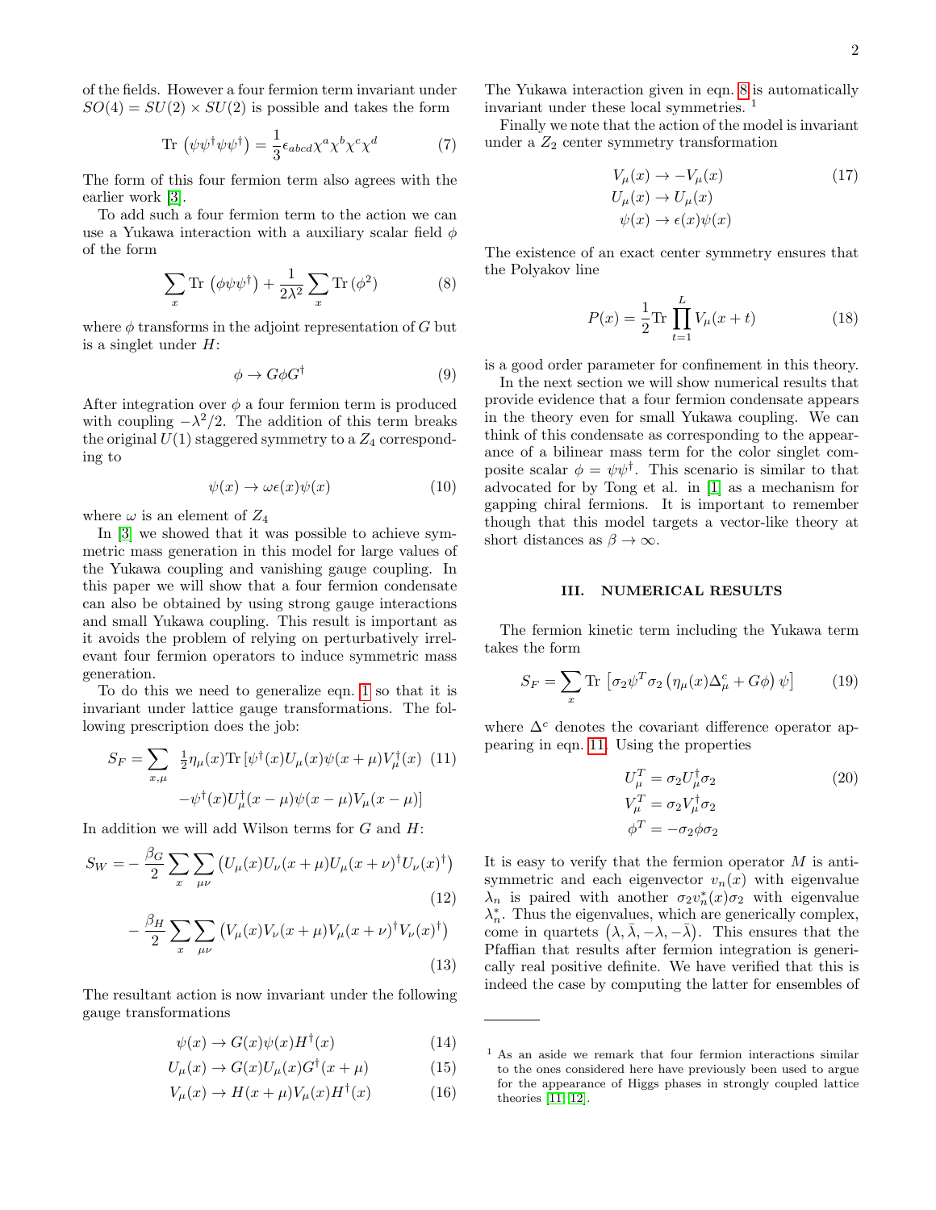of the fields. However a four fermion term invariant under $SO(4) = SU(2) \times SU(2)$ is possible and takes the form

$$\text{Tr}\left(\psi\psi^\dagger\psi\psi^\dagger\right) = \frac{1}{3}\epsilon_{abcd}\chi^a\chi^b\chi^c\chi^d \tag{7}$$

The form of this four fermion term also agrees with the earlier work [3].

To add such a four fermion term to the action we can use a Yukawa interaction with a auxiliary scalar field $\phi$ of the form

$$\sum_x \text{Tr}\left(\phi\psi\psi^\dagger\right) + \frac{1}{2\lambda^2}\sum_x \text{Tr}\left(\phi^2\right) \tag{8}$$

where $\phi$ transforms in the adjoint representation of $G$ but is a singlet under $H$:

$$\phi \to G\phi G^\dagger \tag{9}$$

After integration over $\phi$ a four fermion term is produced with coupling $-\lambda^2/2$. The addition of this term breaks the original $U(1)$ staggered symmetry to a $Z_4$ corresponding to

$$\psi(x) \to \omega\epsilon(x)\psi(x) \tag{10}$$

where $\omega$ is an element of $Z_4$

In [3] we showed that it was possible to achieve symmetric mass generation in this model for large values of the Yukawa coupling and vanishing gauge coupling. In this paper we will show that a four fermion condensate can also be obtained by using strong gauge interactions and small Yukawa coupling. This result is important as it avoids the problem of relying on perturbatively irrelevant four fermion operators to induce symmetric mass generation.

To do this we need to generalize eqn. 1 so that it is invariant under lattice gauge transformations. The following prescription does the job:

$$\begin{aligned} S_F = \sum_{x,\mu} \; & \tfrac{1}{2}\eta_\mu(x)\text{Tr}\left[\psi^\dagger(x)U_\mu(x)\psi(x+\mu)V_\mu^\dagger(x)\right. \\ & \left. -\psi^\dagger(x)U_\mu^\dagger(x-\mu)\psi(x-\mu)V_\mu(x-\mu)\right] \end{aligned} \tag{11}$$

In addition we will add Wilson terms for $G$ and $H$:

$$S_W = -\frac{\beta_G}{2}\sum_x\sum_{\mu\nu}\left(U_\mu(x)U_\nu(x+\mu)U_\mu(x+\nu)^\dagger U_\nu(x)^\dagger\right) \tag{12}$$

$$-\frac{\beta_H}{2}\sum_x\sum_{\mu\nu}\left(V_\mu(x)V_\nu(x+\mu)V_\mu(x+\nu)^\dagger V_\nu(x)^\dagger\right) \tag{13}$$

The resultant action is now invariant under the following gauge transformations

$$\psi(x) \to G(x)\psi(x)H^\dagger(x) \tag{14}$$

$$U_\mu(x) \to G(x)U_\mu(x)G^\dagger(x+\mu) \tag{15}$$

$$V_\mu(x) \to H(x+\mu)V_\mu(x)H^\dagger(x) \tag{16}$$

The Yukawa interaction given in eqn. 8 is automatically invariant under these local symmetries. [1]

Finally we note that the action of the model is invariant under a $Z_2$ center symmetry transformation

$$\begin{aligned} V_\mu(x) &\to -V_\mu(x) \\ U_\mu(x) &\to U_\mu(x) \\ \psi(x) &\to \epsilon(x)\psi(x) \end{aligned} \tag{17}$$

The existence of an exact center symmetry ensures that the Polyakov line

$$P(x) = \frac{1}{2}\text{Tr}\prod_{t=1}^{L} V_\mu(x+t) \tag{18}$$

is a good order parameter for confinement in this theory.

In the next section we will show numerical results that provide evidence that a four fermion condensate appears in the theory even for small Yukawa coupling. We can think of this condensate as corresponding to the appearance of a bilinear mass term for the color singlet composite scalar $\phi = \psi\psi^\dagger$. This scenario is similar to that advocated for by Tong et al. in [1] as a mechanism for gapping chiral fermions. It is important to remember though that this model targets a vector-like theory at short distances as $\beta \to \infty$.

## III. NUMERICAL RESULTS

The fermion kinetic term including the Yukawa term takes the form

$$S_F = \sum_x \text{Tr}\left[\sigma_2\psi^T\sigma_2\left(\eta_\mu(x)\Delta_\mu^c + G\phi\right)\psi\right] \tag{19}$$

where $\Delta^c$ denotes the covariant difference operator appearing in eqn. 11. Using the properties

$$\begin{aligned} U_\mu^T &= \sigma_2 U_\mu^\dagger\sigma_2 \\ V_\mu^T &= \sigma_2 V_\mu^\dagger\sigma_2 \\ \phi^T &= -\sigma_2\phi\sigma_2 \end{aligned} \tag{20}$$

It is easy to verify that the fermion operator $M$ is antisymmetric and each eigenvector $v_n(x)$ with eigenvalue $\lambda_n$ is paired with another $\sigma_2 v_n^*(x)\sigma_2$ with eigenvalue $\lambda_n^*$. Thus the eigenvalues, which are generically complex, come in quartets $\left(\lambda, \bar{\lambda}, -\lambda, -\bar{\lambda}\right)$. This ensures that the Pfaffian that results after fermion integration is generically real positive definite. We have verified that this is indeed the case by computing the latter for ensembles of

[1] As an aside we remark that four fermion interactions similar to the ones considered here have previously been used to argue for the appearance of Higgs phases in strongly coupled lattice theories [11, 12].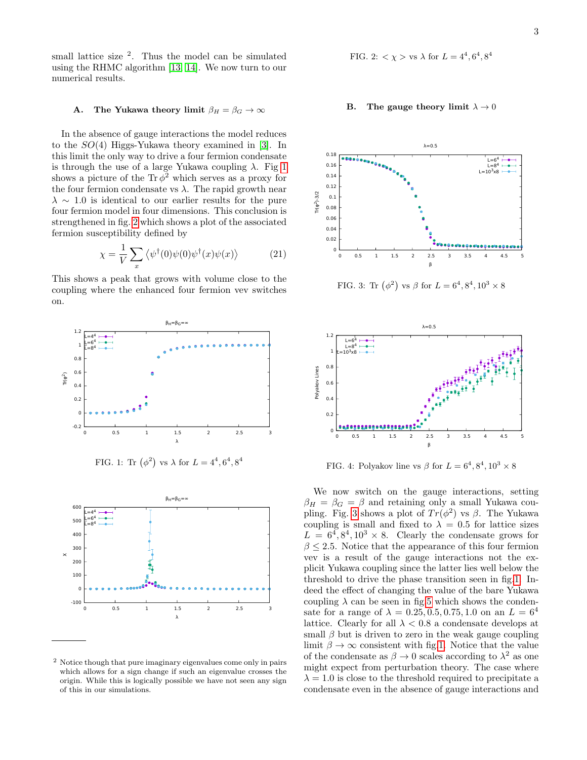small lattice size [2]. Thus the model can be simulated using the RHMC algorithm [13, 14]. We now turn to our numerical results.

### A. The Yukawa theory limit $\beta_H = \beta_G \to \infty$

In the absence of gauge interactions the model reduces to the $SO(4)$ Higgs-Yukawa theory examined in [3]. In this limit the only way to drive a four fermion condensate is through the use of a large Yukawa coupling $\lambda$. Fig 1 shows a picture of the $\mathrm{Tr}\,\phi^2$ which serves as a proxy for the four fermion condensate vs $\lambda$. The rapid growth near $\lambda \sim 1.0$ is identical to our earlier results for the pure four fermion model in four dimensions. This conclusion is strengthened in fig. 2 which shows a plot of the associated fermion susceptibility defined by

$$\chi = \frac{1}{V}\sum_x \left\langle \psi^\dagger(0)\psi(0)\psi^\dagger(x)\psi(x)\right\rangle \tag{21}$$

This shows a peak that grows with volume close to the coupling where the enhanced four fermion vev switches on.

FIG. 1: Tr $\left(\phi^2\right)$ vs $\lambda$ for $L = 4^4, 6^4, 8^4$

FIG. 2: $<\chi>$ vs $\lambda$ for $L = 4^4, 6^4, 8^4$

### B. The gauge theory limit $\lambda \to 0$

FIG. 3: Tr $\left(\phi^2\right)$ vs $\beta$ for $L = 6^4, 8^4, 10^3 \times 8$

FIG. 4: Polyakov line vs $\beta$ for $L = 6^4, 8^4, 10^3 \times 8$

We now switch on the gauge interactions, setting $\beta_H = \beta_G = \beta$ and retaining only a small Yukawa coupling. Fig. 3 shows a plot of $Tr(\phi^2)$ vs $\beta$. The Yukawa coupling is small and fixed to $\lambda = 0.5$ for lattice sizes $L = 6^4, 8^4, 10^3 \times 8$. Clearly the condensate grows for $\beta \le 2.5$. Notice that the appearance of this four fermion vev is a result of the gauge interactions not the explicit Yukawa coupling since the latter lies well below the threshold to drive the phase transition seen in fig.1. Indeed the effect of changing the value of the bare Yukawa coupling $\lambda$ can be seen in fig.5 which shows the condensate for a range of $\lambda = 0.25, 0.5, 0.75, 1.0$ on an $L = 6^4$ lattice. Clearly for all $\lambda < 0.8$ a condensate develops at small $\beta$ but is driven to zero in the weak gauge coupling limit $\beta \to \infty$ consistent with fig.1. Notice that the value of the condensate as $\beta \to 0$ scales according to $\lambda^2$ as one might expect from perturbation theory. The case where $\lambda = 1.0$ is close to the threshold required to precipitate a condensate even in the absence of gauge interactions and

[2] Notice though that pure imaginary eigenvalues come only in pairs which allows for a sign change if such an eigenvalue crosses the origin. While this is logically possible we have not seen any sign of this in our simulations.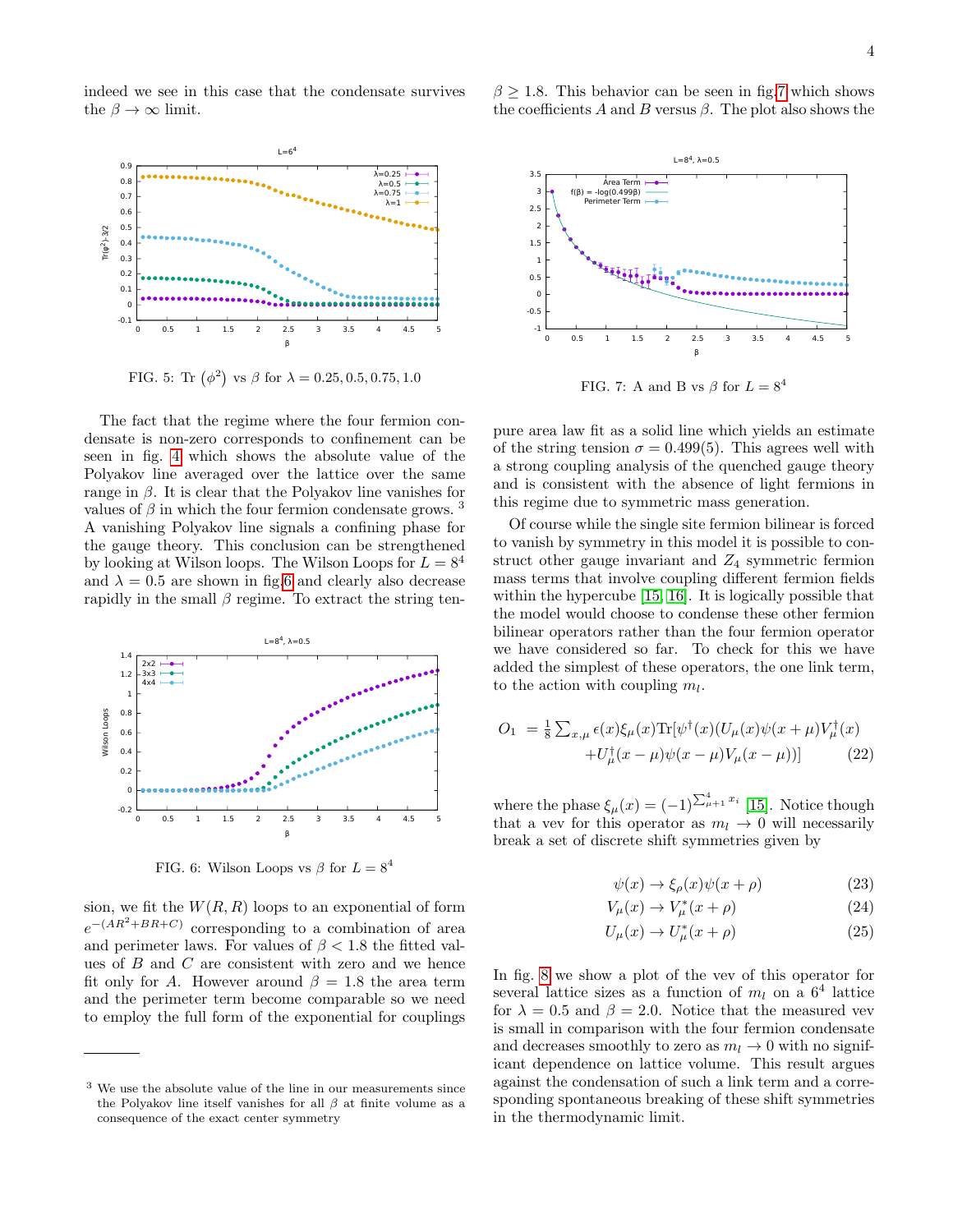indeed we see in this case that the condensate survives the $\beta \to \infty$ limit.

FIG. 5: Tr $(\phi^2)$ vs $\beta$ for $\lambda = 0.25, 0.5, 0.75, 1.0$

The fact that the regime where the four fermion condensate is non-zero corresponds to confinement can be seen in fig. 4 which shows the absolute value of the Polyakov line averaged over the lattice over the same range in $\beta$. It is clear that the Polyakov line vanishes for values of $\beta$ in which the four fermion condensate grows. [3] A vanishing Polyakov line signals a confining phase for the gauge theory. This conclusion can be strengthened by looking at Wilson loops. The Wilson Loops for $L = 8^4$ and $\lambda = 0.5$ are shown in fig.6 and clearly also decrease rapidly in the small $\beta$ regime. To extract the string tension, we fit the $W(R, R)$ loops to an exponential of form $e^{-(AR^2+BR+C)}$ corresponding to a combination of area and perimeter laws. For values of $\beta < 1.8$ the fitted values of $B$ and $C$ are consistent with zero and we hence fit only for $A$. However around $\beta = 1.8$ the area term and the perimeter term become comparable so we need to employ the full form of the exponential for couplings $\beta \geq 1.8$. This behavior can be seen in fig.7 which shows the coefficients $A$ and $B$ versus $\beta$. The plot also shows the pure area law fit as a solid line which yields an estimate of the string tension $\sigma = 0.499(5)$. This agrees well with a strong coupling analysis of the quenched gauge theory and is consistent with the absence of light fermions in this regime due to symmetric mass generation.

FIG. 6: Wilson Loops vs $\beta$ for $L = 8^4$

FIG. 7: A and B vs $\beta$ for $L = 8^4$

Of course while the single site fermion bilinear is forced to vanish by symmetry in this model it is possible to construct other gauge invariant and $Z_4$ symmetric fermion mass terms that involve coupling different fermion fields within the hypercube [15, 16]. It is logically possible that the model would choose to condense these other fermion bilinear operators rather than the four fermion operator we have considered so far. To check for this we have added the simplest of these operators, the one link term, to the action with coupling $m_l$.

$$
\begin{aligned}
O_1 \; = \frac{1}{8}\sum_{x,\mu} \epsilon(x)\xi_\mu(x)\mathrm{Tr}[\psi^\dagger(x)(U_\mu(x)\psi(x+\mu)V_\mu^\dagger(x) \\
+ U_\mu^\dagger(x-\mu)\psi(x-\mu)V_\mu(x-\mu))] \qquad (22)
\end{aligned}
$$

where the phase $\xi_\mu(x) = (-1)^{\sum_{\mu+1}^4 x_i}$ [15]. Notice though that a vev for this operator as $m_l \to 0$ will necessarily break a set of discrete shift symmetries given by

$$
\psi(x) \to \xi_\rho(x)\psi(x+\rho) \qquad (23)
$$

$$
V_\mu(x) \to V_\mu^*(x+\rho) \qquad (24)
$$

$$
U_\mu(x) \to U_\mu^*(x+\rho) \qquad (25)
$$

In fig. 8 we show a plot of the vev of this operator for several lattice sizes as a function of $m_l$ on a $6^4$ lattice for $\lambda = 0.5$ and $\beta = 2.0$. Notice that the measured vev is small in comparison with the four fermion condensate and decreases smoothly to zero as $m_l \to 0$ with no significant dependence on lattice volume. This result argues against the condensation of such a link term and a corresponding spontaneous breaking of these shift symmetries in the thermodynamic limit.

[3] We use the absolute value of the line in our measurements since the Polyakov line itself vanishes for all $\beta$ at finite volume as a consequence of the exact center symmetry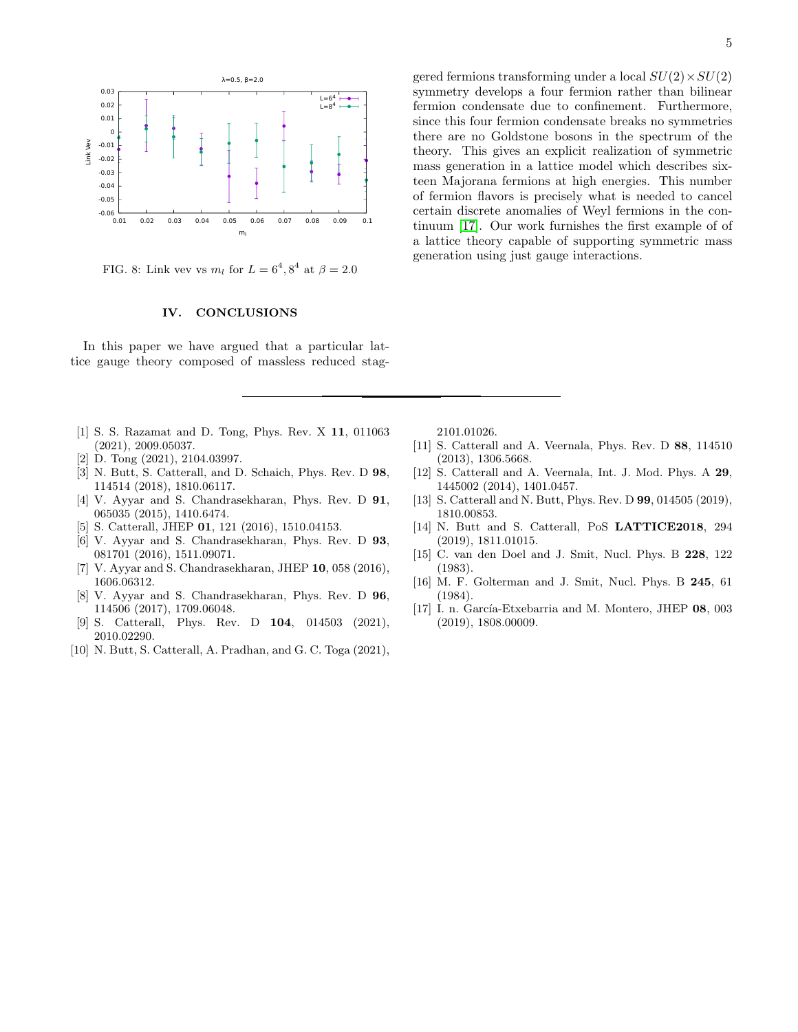λ=0.5, β=2.0

Link Vev

$m_l$

L=$6^4$

L=$8^4$

0.03
0.02
0.01
0
-0.01
-0.02
-0.03
-0.04
-0.05
-0.06

0.01 0.02 0.03 0.04 0.05 0.06 0.07 0.08 0.09 0.1

FIG. 8: Link vev vs $m_l$ for $L = 6^4, 8^4$ at $\beta = 2.0$

## IV. CONCLUSIONS

In this paper we have argued that a particular lattice gauge theory composed of massless reduced staggered fermions transforming under a local $SU(2) \times SU(2)$ symmetry develops a four fermion rather than bilinear fermion condensate due to confinement. Furthermore, since this four fermion condensate breaks no symmetries there are no Goldstone bosons in the spectrum of the theory. This gives an explicit realization of symmetric mass generation in a lattice model which describes sixteen Majorana fermions at high energies. This number of fermion flavors is precisely what is needed to cancel certain discrete anomalies of Weyl fermions in the continuum [17]. Our work furnishes the first example of of a lattice theory capable of supporting symmetric mass generation using just gauge interactions.

---

[1] S. S. Razamat and D. Tong, Phys. Rev. X **11**, 011063 (2021), 2009.05037.

[2] D. Tong (2021), 2104.03997.

[3] N. Butt, S. Catterall, and D. Schaich, Phys. Rev. D **98**, 114514 (2018), 1810.06117.

[4] V. Ayyar and S. Chandrasekharan, Phys. Rev. D **91**, 065035 (2015), 1410.6474.

[5] S. Catterall, JHEP **01**, 121 (2016), 1510.04153.

[6] V. Ayyar and S. Chandrasekharan, Phys. Rev. D **93**, 081701 (2016), 1511.09071.

[7] V. Ayyar and S. Chandrasekharan, JHEP **10**, 058 (2016), 1606.06312.

[8] V. Ayyar and S. Chandrasekharan, Phys. Rev. D **96**, 114506 (2017), 1709.06048.

[9] S. Catterall, Phys. Rev. D **104**, 014503 (2021), 2010.02290.

[10] N. Butt, S. Catterall, A. Pradhan, and G. C. Toga (2021), 2101.01026.

[11] S. Catterall and A. Veernala, Phys. Rev. D **88**, 114510 (2013), 1306.5668.

[12] S. Catterall and A. Veernala, Int. J. Mod. Phys. A **29**, 1445002 (2014), 1401.0457.

[13] S. Catterall and N. Butt, Phys. Rev. D **99**, 014505 (2019), 1810.00853.

[14] N. Butt and S. Catterall, PoS **LATTICE2018**, 294 (2019), 1811.01015.

[15] C. van den Doel and J. Smit, Nucl. Phys. B **228**, 122 (1983).

[16] M. F. Golterman and J. Smit, Nucl. Phys. B **245**, 61 (1984).

[17] I. n. García-Etxebarria and M. Montero, JHEP **08**, 003 (2019), 1808.00009.